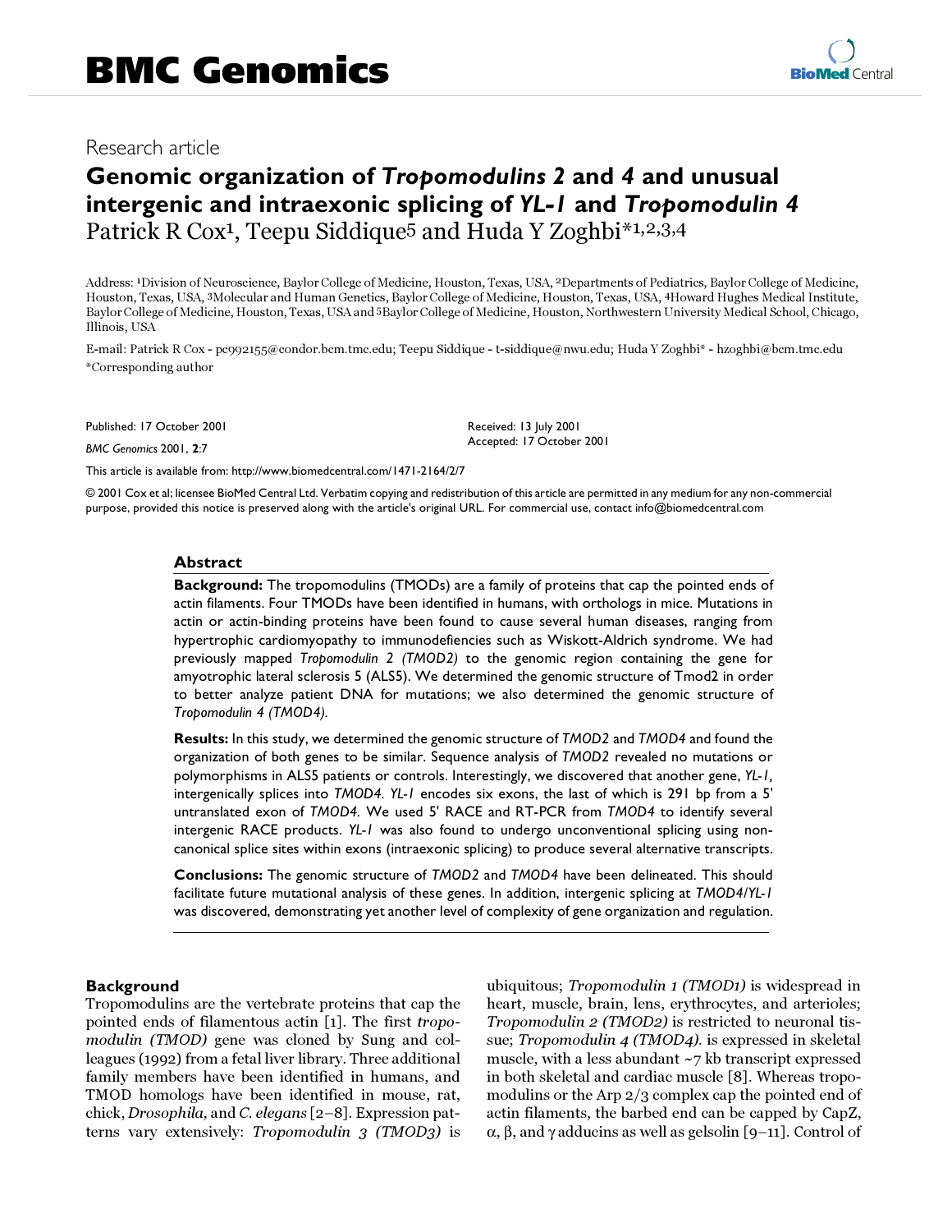# BMC Genomics

Research article

## Genomic organization of *Tropomodulins 2* and *4* and unusual intergenic and intraexonic splicing of *YL-1* and *Tropomodulin 4*

Patrick R Cox[1], Teepu Siddique[5] and Huda Y Zoghbi*[1,2,3,4]

Address: [1]Division of Neuroscience, Baylor College of Medicine, Houston, Texas, USA, [2]Departments of Pediatrics, Baylor College of Medicine, Houston, Texas, USA, [3]Molecular and Human Genetics, Baylor College of Medicine, Houston, Texas, USA, [4]Howard Hughes Medical Institute, Baylor College of Medicine, Houston, Texas, USA and [5]Baylor College of Medicine, Houston, Northwestern University Medical School, Chicago, Illinois, USA

E-mail: Patrick R Cox - pc992155@condor.bcm.tmc.edu; Teepu Siddique - t-siddique@nwu.edu; Huda Y Zoghbi* - hzoghbi@bcm.tmc.edu
*Corresponding author

Published: 17 October 2001

*BMC Genomics* 2001, **2**:7

Received: 13 July 2001
Accepted: 17 October 2001

This article is available from: http://www.biomedcentral.com/1471-2164/2/7

© 2001 Cox et al; licensee BioMed Central Ltd. Verbatim copying and redistribution of this article are permitted in any medium for any non-commercial purpose, provided this notice is preserved along with the article's original URL. For commercial use, contact info@biomedcentral.com

### Abstract

**Background:** The tropomodulins (TMODs) are a family of proteins that cap the pointed ends of actin filaments. Four TMODs have been identified in humans, with orthologs in mice. Mutations in actin or actin-binding proteins have been found to cause several human diseases, ranging from hypertrophic cardiomyopathy to immunodeficiencies such as Wiskott-Aldrich syndrome. We had previously mapped *Tropomodulin 2 (TMOD2)* to the genomic region containing the gene for amyotrophic lateral sclerosis 5 (ALS5). We determined the genomic structure of Tmod2 in order to better analyze patient DNA for mutations; we also determined the genomic structure of *Tropomodulin 4 (TMOD4)*.

**Results:** In this study, we determined the genomic structure of *TMOD2* and *TMOD4* and found the organization of both genes to be similar. Sequence analysis of *TMOD2* revealed no mutations or polymorphisms in ALS5 patients or controls. Interestingly, we discovered that another gene, *YL-1*, intergenically splices into *TMOD4*. *YL-1* encodes six exons, the last of which is 291 bp from a 5' untranslated exon of *TMOD4*. We used 5' RACE and RT-PCR from *TMOD4* to identify several intergenic RACE products. *YL-1* was also found to undergo unconventional splicing using non-canonical splice sites within exons (intraexonic splicing) to produce several alternative transcripts.

**Conclusions:** The genomic structure of *TMOD2* and *TMOD4* have been delineated. This should facilitate future mutational analysis of these genes. In addition, intergenic splicing at *TMOD4/YL-1* was discovered, demonstrating yet another level of complexity of gene organization and regulation.

### Background

Tropomodulins are the vertebrate proteins that cap the pointed ends of filamentous actin [1]. The first *tropomodulin (TMOD)* gene was cloned by Sung and colleagues (1992) from a fetal liver library. Three additional family members have been identified in humans, and TMOD homologs have been identified in mouse, rat, chick, *Drosophila,* and *C. elegans* [2–8]. Expression patterns vary extensively: *Tropomodulin 3 (TMOD3)* is ubiquitous; *Tropomodulin 1 (TMOD1)* is widespread in heart, muscle, brain, lens, erythrocytes, and arterioles; *Tropomodulin 2 (TMOD2)* is restricted to neuronal tissue; *Tropomodulin 4 (TMOD4)*. is expressed in skeletal muscle, with a less abundant ~7 kb transcript expressed in both skeletal and cardiac muscle [8]. Whereas tropomodulins or the Arp 2/3 complex cap the pointed end of actin filaments, the barbed end can be capped by CapZ, α, β, and γ adducins as well as gelsolin [9–11]. Control of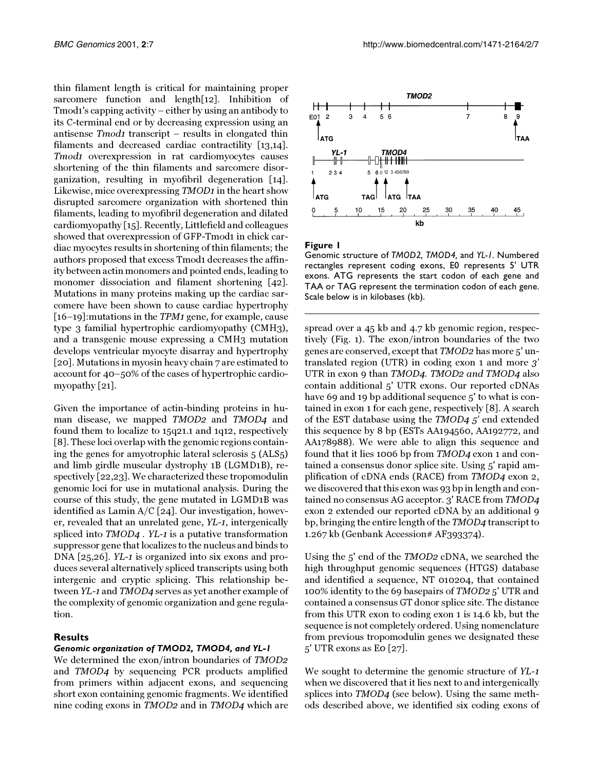thin filament length is critical for maintaining proper sarcomere function and length[12]. Inhibition of Tmod1's capping activity – either by using an antibody to its C-terminal end or by decreasing expression using an antisense *Tmod1* transcript – results in elongated thin filaments and decreased cardiac contractility [13,14]. *Tmod1* overexpression in rat cardiomyocytes causes shortening of the thin filaments and sarcomere disorganization, resulting in myofibril degeneration [14]. Likewise, mice overexpressing *TMOD1* in the heart show disrupted sarcomere organization with shortened thin filaments, leading to myofibril degeneration and dilated cardiomyopathy [15]. Recently, Littlefield and colleagues showed that overexpression of GFP-Tmod1 in chick cardiac myocytes results in shortening of thin filaments; the authors proposed that excess Tmod1 decreases the affinity between actin monomers and pointed ends, leading to monomer dissociation and filament shortening [42]. Mutations in many proteins making up the cardiac sarcomere have been shown to cause cardiac hypertrophy [16–19]:mutations in the *TPM1* gene, for example, cause type 3 familial hypertrophic cardiomyopathy (CMH3), and a transgenic mouse expressing a CMH3 mutation develops ventricular myocyte disarray and hypertrophy [20]. Mutations in myosin heavy chain 7 are estimated to account for 40–50% of the cases of hypertrophic cardiomyopathy [21].

Given the importance of actin-binding proteins in human disease, we mapped *TMOD2* and *TMOD4* and found them to localize to 15q21.1 and 1q12, respectively [8]. These loci overlap with the genomic regions containing the genes for amyotrophic lateral sclerosis 5 (ALS5) and limb girdle muscular dystrophy 1B (LGMD1B), respectively [22,23]. We characterized these tropomodulin genomic loci for use in mutational analysis. During the course of this study, the gene mutated in LGMD1B was identified as Lamin A/C [24]. Our investigation, however, revealed that an unrelated gene, *YL-1*, intergenically spliced into *TMOD4* . *YL-1* is a putative transformation suppressor gene that localizes to the nucleus and binds to DNA [25,26]. *YL-1* is organized into six exons and produces several alternatively spliced transcripts using both intergenic and cryptic splicing. This relationship between *YL-1* and *TMOD4* serves as yet another example of the complexity of genomic organization and gene regulation.

## Results

### *Genomic organization of TMOD2, TMOD4, and YL-1*

We determined the exon/intron boundaries of *TMOD2* and *TMOD4* by sequencing PCR products amplified from primers within adjacent exons, and sequencing short exon containing genomic fragments. We identified nine coding exons in *TMOD2* and in *TMOD4* which are spread over a 45 kb and 4.7 kb genomic region, respectively (Fig. 1). The exon/intron boundaries of the two genes are conserved, except that *TMOD2* has more 5' untranslated region (UTR) in coding exon 1 and more 3' UTR in exon 9 than *TMOD4*. *TMOD2 and TMOD4* also contain additional 5' UTR exons. Our reported cDNAs have 69 and 19 bp additional sequence 5' to what is contained in exon 1 for each gene, respectively [8]. A search of the EST database using the *TMOD4 5'* end extended this sequence by 8 bp (ESTs AA194560, AA192772, and AA178988). We were able to align this sequence and found that it lies 1006 bp from *TMOD4* exon 1 and contained a consensus donor splice site. Using 5' rapid amplification of cDNA ends (RACE) from *TMOD4* exon 2, we discovered that this exon was 93 bp in length and contained no consensus AG acceptor. 3' RACE from *TMOD4* exon 2 extended our reported cDNA by an additional 9 bp, bringing the entire length of the *TMOD4* transcript to 1.267 kb (Genbank Accession# AF393374).

**Figure 1**
Genomic structure of *TMOD2, TMOD4,* and *YL-1*. Numbered rectangles represent coding exons, E0 represents 5' UTR exons. ATG represents the start codon of each gene and TAA or TAG represent the termination codon of each gene. Scale below is in kilobases (kb).

Using the 5' end of the *TMOD2* cDNA, we searched the high throughput genomic sequences (HTGS) database and identified a sequence, NT 010204, that contained 100% identity to the 69 basepairs of *TMOD2* 5' UTR and contained a consensus GT donor splice site. The distance from this UTR exon to coding exon 1 is 14.6 kb, but the sequence is not completely ordered. Using nomenclature from previous tropomodulin genes we designated these 5' UTR exons as E0 [27].

We sought to determine the genomic structure of *YL-1* when we discovered that it lies next to and intergenically splices into *TMOD4* (see below). Using the same methods described above, we identified six coding exons of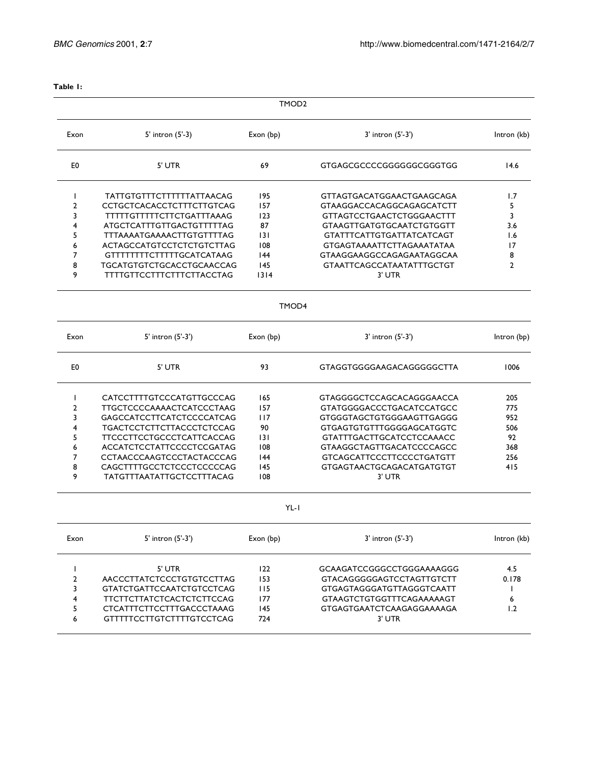**Table 1:**

| TMOD2 | | | | |
|---|---|---|---|---|
| Exon | 5' intron (5'-3) | Exon (bp) | 3' intron (5'-3') | Intron (kb) |
| E0 | 5' UTR | 69 | GTGAGCGCCCCGGGGGGCGGGTGG | 14.6 |
| 1 | TATTGTGTTTCTTTTTTATTAACAG | 195 | GTTAGTGACATGGAACTGAAGCAGA | 1.7 |
| 2 | CCTGCTCACACCTCTTTCTTGTCAG | 157 | GTAAGGACCACAGGCAGAGCATCTT | 5 |
| 3 | TTTTTGTTTTTCTTCTGATTTAAAG | 123 | GTTAGTCCTGAACTCTGGGAACTTT | 3 |
| 4 | ATGCTCATTTGTTGACTGTTTTTAG | 87 | GTAAGTTGATGTGCAATCTGTGGTT | 3.6 |
| 5 | TTTAAAATGAAAACTTGTGTTTTAG | 131 | GTATTTCATTGTGATTATCATCAGT | 1.6 |
| 6 | ACTAGCCATGTCCTCTCTGTCTTAG | 108 | GTGAGTAAAATTCTTAGAAATATAA | 17 |
| 7 | GTTTTTTTTCTTTTTGCATCATAAG | 144 | GTAAGGAAGGCCAGAGAATAGGCAA | 8 |
| 8 | TGCATGTGTCTGCACCTGCAACCAG | 145 | GTAATTCAGCCATAATATTTGCTGT | 2 |
| 9 | TTTTGTTCCTTTCTTTCTTACCTAG | 1314 | 3' UTR | |

| TMOD4 | | | | |
|---|---|---|---|---|
| Exon | 5' intron (5'-3') | Exon (bp) | 3' intron (5'-3') | Intron (bp) |
| E0 | 5' UTR | 93 | GTAGGTGGGGAAGACAGGGGGCTTA | 1006 |
| 1 | CATCCTTTTGTCCCATGTTGCCCAG | 165 | GTAGGGGCTCCAGCACAGGGAACCA | 205 |
| 2 | TTGCTCCCCAAAACTCATCCCTAAG | 157 | GTATGGGGACCCTGACATCCATGCC | 775 |
| 3 | GAGCCATCCTTCATCTCCCCATCAG | 117 | GTGGGTAGCTGTGGGAAGTTGAGGG | 952 |
| 4 | TGACTCCTCTTCTTACCCTCTCCAG | 90 | GTGAGTGTGTTTGGGGAGCATGGTC | 506 |
| 5 | TTCCCTTCCTGCCCTCATTCACCAG | 131 | GTATTTGACTTGCATCCTCCAAACC | 92 |
| 6 | ACCATCTCCTATTCCCCTCCGATAG | 108 | GTAAGGCTAGTTGACATCCCCAGCC | 368 |
| 7 | CCTAACCCAAGTCCCTACTACCCAG | 144 | GTCAGCATTCCCTTCCCCTGATGTT | 256 |
| 8 | CAGCTTTTGCCTCTCCCTCCCCCAG | 145 | GTGAGTAACTGCAGACATGATGTGT | 415 |
| 9 | TATGTTTAATATTGCTCCTTTACAG | 108 | 3' UTR | |

| YL-1 | | | | |
|---|---|---|---|---|
| Exon | 5' intron (5'-3') | Exon (bp) | 3' intron (5'-3') | Intron (kb) |
| 1 | 5' UTR | 122 | GCAAGATCCGGGCCTGGGAAAAGGG | 4.5 |
| 2 | AACCCTTATCTCCCTGTGTCCTTAG | 153 | GTACAGGGGGAGTCCTAGTTGTCTT | 0.178 |
| 3 | GTATCTGATTCCAATCTGTCCTCAG | 115 | GTGAGTAGGGATGTTAGGGTCAATT | 1 |
| 4 | TTCTTCTTATCTCACTCTCTTCCAG | 177 | GTAAGTCTGTGGTTTCAGAAAAAGT | 6 |
| 5 | CTCATTTCTTCCTTTGACCCTAAAG | 145 | GTGAGTGAATCTCAAGAGGAAAAGA | 1.2 |
| 6 | GTTTTTCCTTGTCTTTTGTCCTCAG | 724 | 3' UTR | |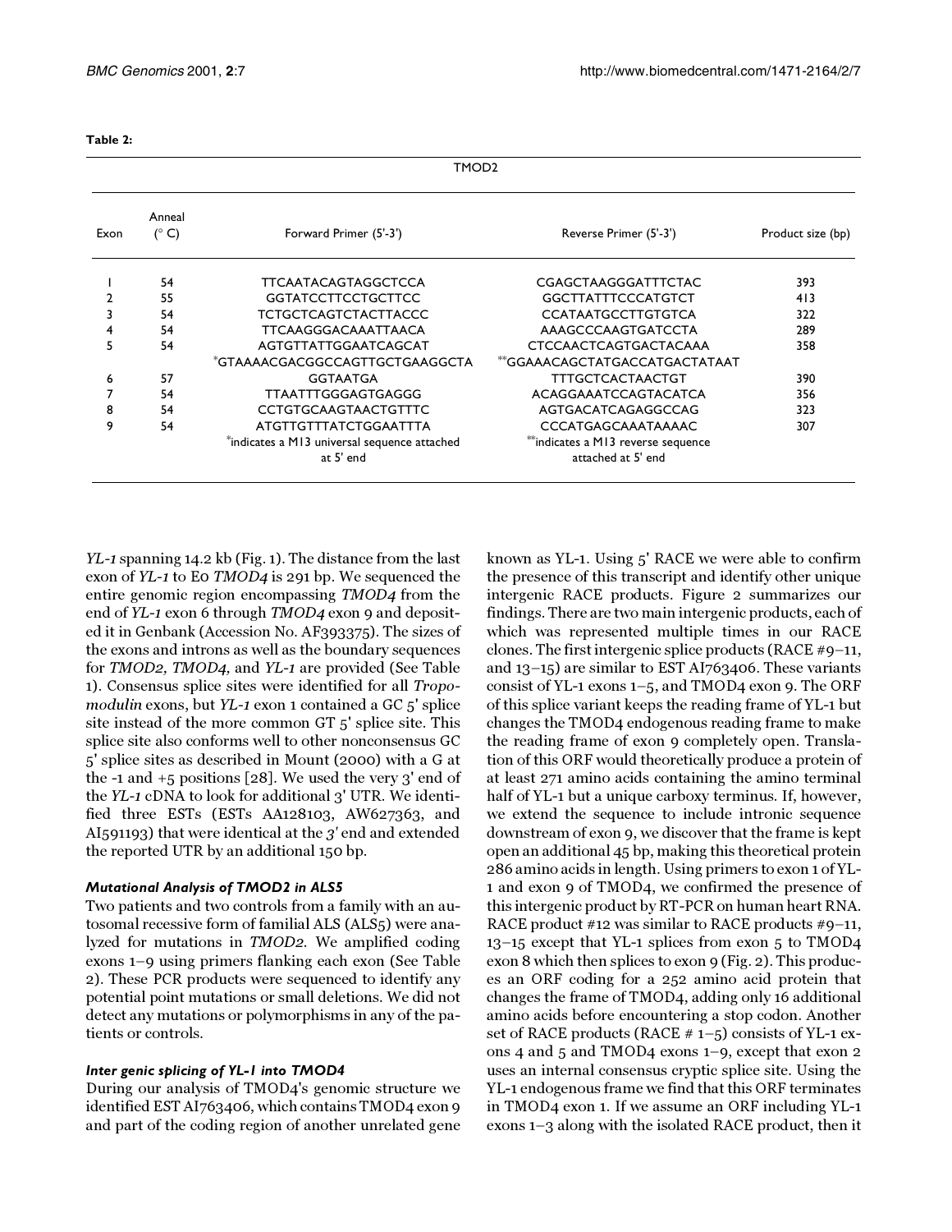**Table 2:**

| TMOD2 | | | | |
|---|---|---|---|---|
| Exon | Anneal (° C) | Forward Primer (5'-3') | Reverse Primer (5'-3') | Product size (bp) |
| 1 | 54 | TTCAATACAGTAGGCTCCA | CGAGCTAAGGGATTTCTAC | 393 |
| 2 | 55 | GGTATCCTTCCTGCTTCC | GGCTTATTTCCCATGTCT | 413 |
| 3 | 54 | TCTGCTCAGTCTACTTACCC | CCATAATGCCTTGTGTCA | 322 |
| 4 | 54 | TTCAAGGGACAAATTAACA | AAAGCCCAAGTGATCCTA | 289 |
| 5 | 54 | AGTGTTATTGGAATCAGCAT | CTCCAACTCAGTGACTACAAA | 358 |
| | | *GTAAAACGACGGCCAGTTGCTGAAGGCTA | **GGAAACAGCTATGACCATGACTATAAT | |
| 6 | 57 | GGTAATGA | TTTGCTCACTAACTGT | 390 |
| 7 | 54 | TTAATTTGGGAGTGAGGG | ACAGGAAATCCAGTACATCA | 356 |
| 8 | 54 | CCTGTGCAAGTAACTGTTTC | AGTGACATCAGAGGCCAG | 323 |
| 9 | 54 | ATGTTGTTTATCTGGAATTTA | CCCATGAGCAAATAAAAC | 307 |
| | | *indicates a M13 universal sequence attached at 5' end | **indicates a M13 reverse sequence attached at 5' end | |

*YL-1* spanning 14.2 kb (Fig. 1). The distance from the last exon of *YL-1* to E0 *TMOD4* is 291 bp. We sequenced the entire genomic region encompassing *TMOD4* from the end of *YL-1* exon 6 through *TMOD4* exon 9 and deposited it in Genbank (Accession No. AF393375). The sizes of the exons and introns as well as the boundary sequences for *TMOD2, TMOD4,* and *YL-1* are provided (See Table 1). Consensus splice sites were identified for all *Tropomodulin* exons, but *YL-1* exon 1 contained a GC 5' splice site instead of the more common GT 5' splice site. This splice site also conforms well to other nonconsensus GC 5' splice sites as described in Mount (2000) with a G at the -1 and +5 positions [28]. We used the very 3' end of the *YL-1* cDNA to look for additional 3' UTR. We identified three ESTs (ESTs AA128103, AW627363, and AI591193) that were identical at the *3'* end and extended the reported UTR by an additional 150 bp.

### Mutational Analysis of TMOD2 in ALS5

Two patients and two controls from a family with an autosomal recessive form of familial ALS (ALS5) were analyzed for mutations in *TMOD2*. We amplified coding exons 1–9 using primers flanking each exon (See Table 2). These PCR products were sequenced to identify any potential point mutations or small deletions. We did not detect any mutations or polymorphisms in any of the patients or controls.

### Inter genic splicing of YL-1 into TMOD4

During our analysis of TMOD4's genomic structure we identified EST AI763406, which contains TMOD4 exon 9 and part of the coding region of another unrelated gene known as YL-1. Using 5' RACE we were able to confirm the presence of this transcript and identify other unique intergenic RACE products. Figure 2 summarizes our findings. There are two main intergenic products, each of which was represented multiple times in our RACE clones. The first intergenic splice products (RACE #9–11, and 13–15) are similar to EST AI763406. These variants consist of YL-1 exons 1–5, and TMOD4 exon 9. The ORF of this splice variant keeps the reading frame of YL-1 but changes the TMOD4 endogenous reading frame to make the reading frame of exon 9 completely open. Translation of this ORF would theoretically produce a protein of at least 271 amino acids containing the amino terminal half of YL-1 but a unique carboxy terminus. If, however, we extend the sequence to include intronic sequence downstream of exon 9, we discover that the frame is kept open an additional 45 bp, making this theoretical protein 286 amino acids in length. Using primers to exon 1 of YL-1 and exon 9 of TMOD4, we confirmed the presence of this intergenic product by RT-PCR on human heart RNA. RACE product #12 was similar to RACE products #9–11, 13–15 except that YL-1 splices from exon 5 to TMOD4 exon 8 which then splices to exon 9 (Fig. 2). This produces an ORF coding for a 252 amino acid protein that changes the frame of TMOD4, adding only 16 additional amino acids before encountering a stop codon. Another set of RACE products (RACE # 1–5) consists of YL-1 exons 4 and 5 and TMOD4 exons 1–9, except that exon 2 uses an internal consensus cryptic splice site. Using the YL-1 endogenous frame we find that this ORF terminates in TMOD4 exon 1. If we assume an ORF including YL-1 exons 1–3 along with the isolated RACE product, then it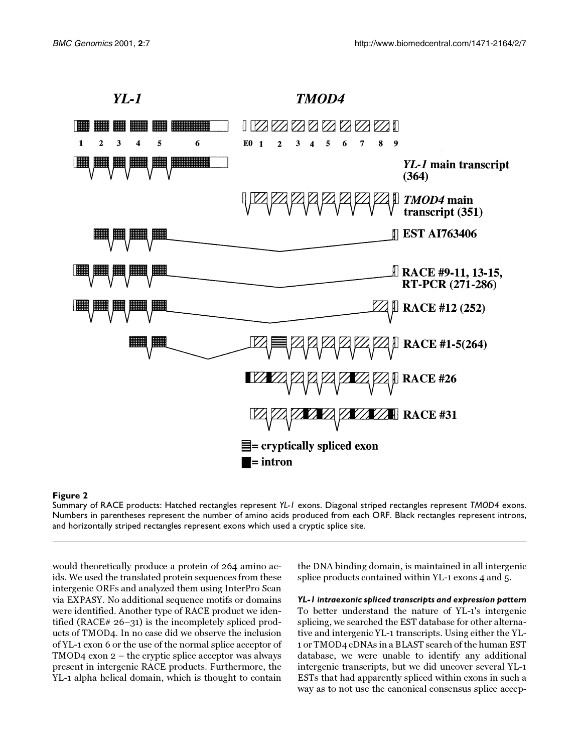**Figure 2**
Summary of RACE products: Hatched rectangles represent *YL-1* exons. Diagonal striped rectangles represent *TMOD4* exons. Numbers in parentheses represent the number of amino acids produced from each ORF. Black rectangles represent introns, and horizontally striped rectangles represent exons which used a cryptic splice site.

would theoretically produce a protein of 264 amino acids. We used the translated protein sequences from these intergenic ORFs and analyzed them using InterPro Scan via EXPASY. No additional sequence motifs or domains were identified. Another type of RACE product we identified (RACE# 26–31) is the incompletely spliced products of TMOD4. In no case did we observe the inclusion of YL-1 exon 6 or the use of the normal splice acceptor of TMOD4 exon 2 – the cryptic splice acceptor was always present in intergenic RACE products. Furthermore, the YL-1 alpha helical domain, which is thought to contain the DNA binding domain, is maintained in all intergenic splice products contained within YL-1 exons 4 and 5.

### *YL-1 intraexonic spliced transcripts and expression pattern*

To better understand the nature of YL-1's intergenic splicing, we searched the EST database for other alternative and intergenic YL-1 transcripts. Using either the YL-1 or TMOD4 cDNAs in a BLAST search of the human EST database, we were unable to identify any additional intergenic transcripts, but we did uncover several YL-1 ESTs that had apparently spliced within exons in such a way as to not use the canonical consensus splice accep-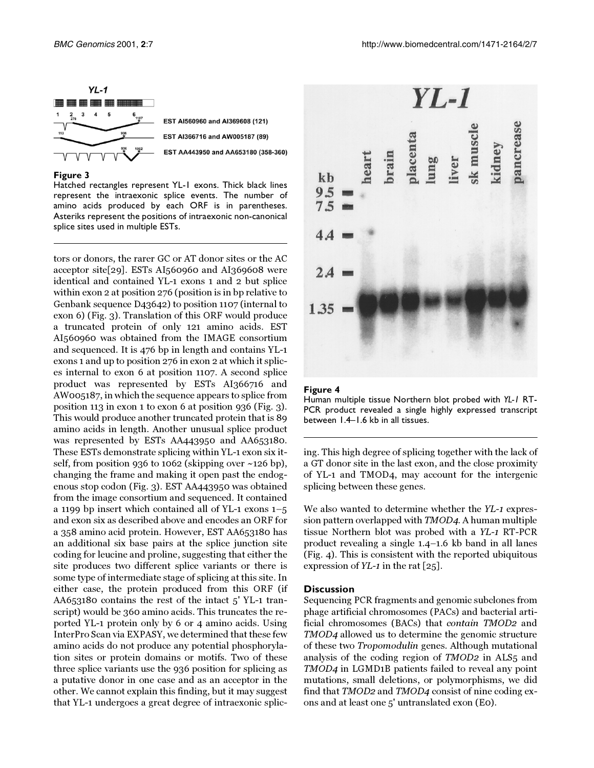**Figure 3**
Hatched rectangles represent YL-1 exons. Thick black lines represent the intraexonic splice events. The number of amino acids produced by each ORF is in parentheses. Asteriks represent the positions of intraexonic non-canonical splice sites used in multiple ESTs.

tors or donors, the rarer GC or AT donor sites or the AC acceptor site[29]. ESTs AI560960 and AI369608 were identical and contained YL-1 exons 1 and 2 but splice within exon 2 at position 276 (position is in bp relative to Genbank sequence D43642) to position 1107 (internal to exon 6) (Fig. 3). Translation of this ORF would produce a truncated protein of only 121 amino acids. EST AI560960 was obtained from the IMAGE consortium and sequenced. It is 476 bp in length and contains YL-1 exons 1 and up to position 276 in exon 2 at which it splices internal to exon 6 at position 1107. A second splice product was represented by ESTs AI366716 and AW005187, in which the sequence appears to splice from position 113 in exon 1 to exon 6 at position 936 (Fig. 3). This would produce another truncated protein that is 89 amino acids in length. Another unusual splice product was represented by ESTs AA443950 and AA653180. These ESTs demonstrate splicing within YL-1 exon six itself, from position 936 to 1062 (skipping over ~126 bp), changing the frame and making it open past the endogenous stop codon (Fig. 3). EST AA443950 was obtained from the image consortium and sequenced. It contained a 1199 bp insert which contained all of YL-1 exons 1–5 and exon six as described above and encodes an ORF for a 358 amino acid protein. However, EST AA653180 has an additional six base pairs at the splice junction site coding for leucine and proline, suggesting that either the site produces two different splice variants or there is some type of intermediate stage of splicing at this site. In either case, the protein produced from this ORF (if AA653180 contains the rest of the intact 5' YL-1 transcript) would be 360 amino acids. This truncates the reported YL-1 protein only by 6 or 4 amino acids. Using InterPro Scan via EXPASY, we determined that these few amino acids do not produce any potential phosphorylation sites or protein domains or motifs. Two of these three splice variants use the 936 position for splicing as a putative donor in one case and as an acceptor in the other. We cannot explain this finding, but it may suggest that YL-1 undergoes a great degree of intraexonic splicing. This high degree of splicing together with the lack of a GT donor site in the last exon, and the close proximity of YL-1 and TMOD4, may account for the intergenic splicing between these genes.

**Figure 4**
Human multiple tissue Northern blot probed with *YL-1* RT-PCR product revealed a single highly expressed transcript between 1.4–1.6 kb in all tissues.

We also wanted to determine whether the *YL-1* expression pattern overlapped with *TMOD4*. A human multiple tissue Northern blot was probed with a *YL-1* RT-PCR product revealing a single 1.4–1.6 kb band in all lanes (Fig. 4). This is consistent with the reported ubiquitous expression of *YL-1* in the rat [25].

## Discussion

Sequencing PCR fragments and genomic subclones from phage artificial chromosomes (PACs) and bacterial artificial chromosomes (BACs) that *contain TMOD2* and *TMOD4* allowed us to determine the genomic structure of these two *Tropomodulin* genes. Although mutational analysis of the coding region of *TMOD2* in ALS5 and *TMOD4* in LGMD1B patients failed to reveal any point mutations, small deletions, or polymorphisms, we did find that *TMOD2* and *TMOD4* consist of nine coding exons and at least one 5' untranslated exon (E0).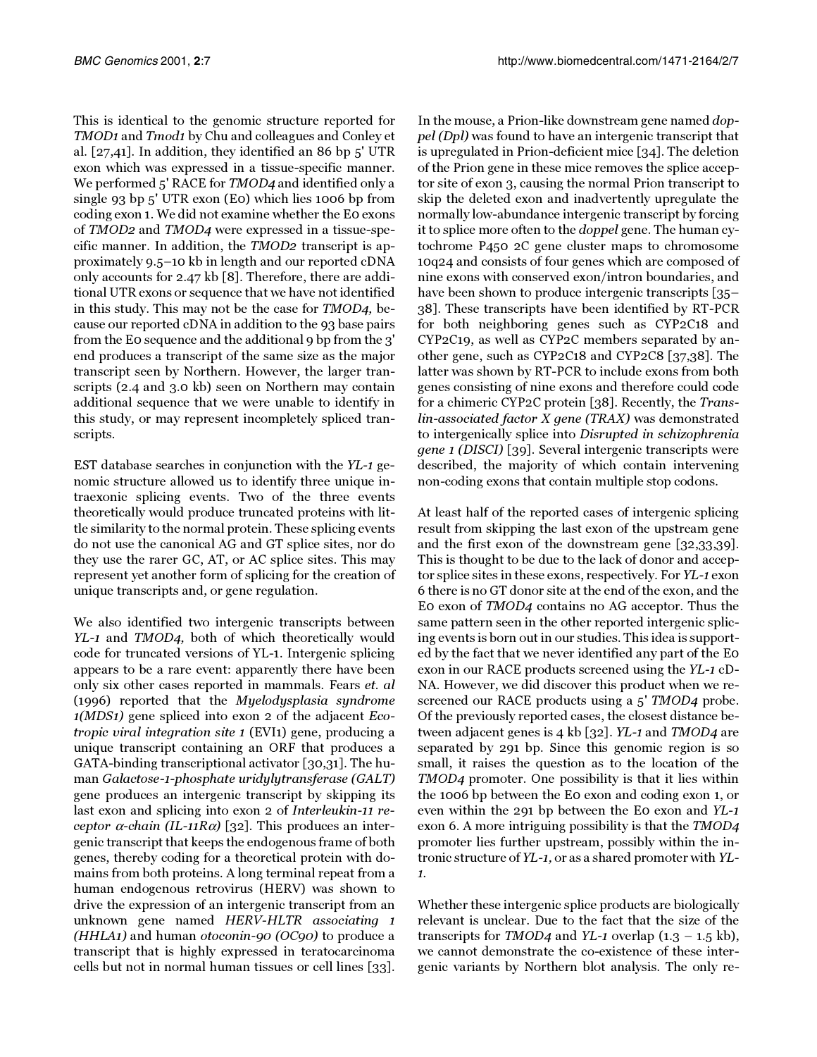This is identical to the genomic structure reported for *TMOD1* and *Tmod1* by Chu and colleagues and Conley et al. [27,41]. In addition, they identified an 86 bp 5' UTR exon which was expressed in a tissue-specific manner. We performed 5' RACE for *TMOD4* and identified only a single 93 bp 5' UTR exon (E0) which lies 1006 bp from coding exon 1. We did not examine whether the E0 exons of *TMOD2* and *TMOD4* were expressed in a tissue-specific manner. In addition, the *TMOD2* transcript is approximately 9.5–10 kb in length and our reported cDNA only accounts for 2.47 kb [8]. Therefore, there are additional UTR exons or sequence that we have not identified in this study. This may not be the case for *TMOD4*, because our reported cDNA in addition to the 93 base pairs from the E0 sequence and the additional 9 bp from the 3' end produces a transcript of the same size as the major transcript seen by Northern. However, the larger transcripts (2.4 and 3.0 kb) seen on Northern may contain additional sequence that we were unable to identify in this study, or may represent incompletely spliced transcripts.

EST database searches in conjunction with the *YL-1* genomic structure allowed us to identify three unique intraexonic splicing events. Two of the three events theoretically would produce truncated proteins with little similarity to the normal protein. These splicing events do not use the canonical AG and GT splice sites, nor do they use the rarer GC, AT, or AC splice sites. This may represent yet another form of splicing for the creation of unique transcripts and, or gene regulation.

We also identified two intergenic transcripts between *YL-1* and *TMOD4*, both of which theoretically would code for truncated versions of YL-1. Intergenic splicing appears to be a rare event: apparently there have been only six other cases reported in mammals. Fears *et. al* (1996) reported that the *Myelodysplasia syndrome 1(MDS1)* gene spliced into exon 2 of the adjacent *Ecotropic viral integration site 1* (EVI1) gene, producing a unique transcript containing an ORF that produces a GATA-binding transcriptional activator [30,31]. The human *Galactose-1-phosphate uridylyltransferase (GALT)* gene produces an intergenic transcript by skipping its last exon and splicing into exon 2 of *Interleukin-11 receptor $\alpha$-chain (IL-11R$\alpha$)* [32]. This produces an intergenic transcript that keeps the endogenous frame of both genes, thereby coding for a theoretical protein with domains from both proteins. A long terminal repeat from a human endogenous retrovirus (HERV) was shown to drive the expression of an intergenic transcript from an unknown gene named *HERV-HLTR associating 1 (HHLA1)* and human *otoconin-90 (OC90)* to produce a transcript that is highly expressed in teratocarcinoma cells but not in normal human tissues or cell lines [33]. In the mouse, a Prion-like downstream gene named *doppel (Dpl)* was found to have an intergenic transcript that is upregulated in Prion-deficient mice [34]. The deletion of the Prion gene in these mice removes the splice acceptor site of exon 3, causing the normal Prion transcript to skip the deleted exon and inadvertently upregulate the normally low-abundance intergenic transcript by forcing it to splice more often to the *doppel* gene. The human cytochrome P450 2C gene cluster maps to chromosome 10q24 and consists of four genes which are composed of nine exons with conserved exon/intron boundaries, and have been shown to produce intergenic transcripts [35–38]. These transcripts have been identified by RT-PCR for both neighboring genes such as CYP2C18 and CYP2C19, as well as CYP2C members separated by another gene, such as CYP2C18 and CYP2C8 [37,38]. The latter was shown by RT-PCR to include exons from both genes consisting of nine exons and therefore could code for a chimeric CYP2C protein [38]. Recently, the *Translin-associated factor X gene (TRAX)* was demonstrated to intergenically splice into *Disrupted in schizophrenia gene 1 (DISCI)* [39]. Several intergenic transcripts were described, the majority of which contain intervening non-coding exons that contain multiple stop codons.

At least half of the reported cases of intergenic splicing result from skipping the last exon of the upstream gene and the first exon of the downstream gene [32,33,39]. This is thought to be due to the lack of donor and acceptor splice sites in these exons, respectively. For *YL-1* exon 6 there is no GT donor site at the end of the exon, and the E0 exon of *TMOD4* contains no AG acceptor. Thus the same pattern seen in the other reported intergenic splicing events is born out in our studies. This idea is supported by the fact that we never identified any part of the E0 exon in our RACE products screened using the *YL-1* cDNA. However, we did discover this product when we rescreened our RACE products using a 5' *TMOD4* probe. Of the previously reported cases, the closest distance between adjacent genes is 4 kb [32]. *YL-1* and *TMOD4* are separated by 291 bp. Since this genomic region is so small, it raises the question as to the location of the *TMOD4* promoter. One possibility is that it lies within the 1006 bp between the E0 exon and coding exon 1, or even within the 291 bp between the E0 exon and *YL-1* exon 6. A more intriguing possibility is that the *TMOD4* promoter lies further upstream, possibly within the intronic structure of *YL-1*, or as a shared promoter with *YL-1*.

Whether these intergenic splice products are biologically relevant is unclear. Due to the fact that the size of the transcripts for *TMOD4* and *YL-1* overlap (1.3 – 1.5 kb), we cannot demonstrate the co-existence of these intergenic variants by Northern blot analysis. The only re-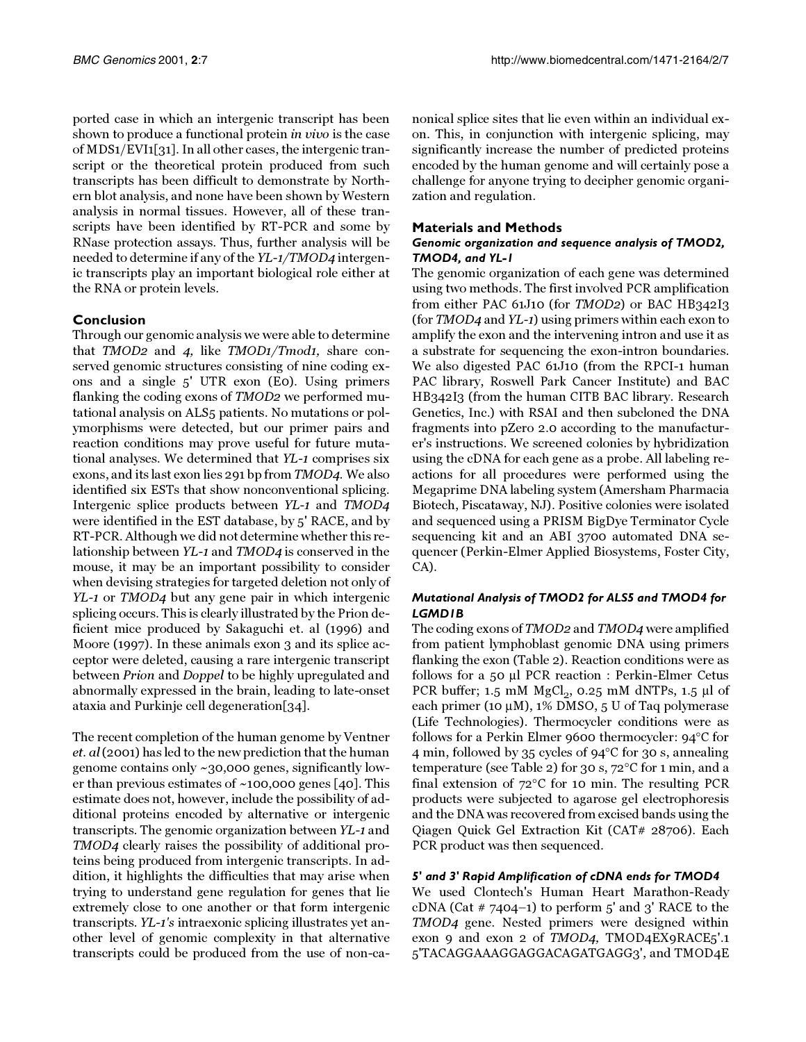ported case in which an intergenic transcript has been shown to produce a functional protein *in vivo* is the case of MDS1/EVI1[31]. In all other cases, the intergenic transcript or the theoretical protein produced from such transcripts has been difficult to demonstrate by Northern blot analysis, and none have been shown by Western analysis in normal tissues. However, all of these transcripts have been identified by RT-PCR and some by RNase protection assays. Thus, further analysis will be needed to determine if any of the *YL-1/TMOD4* intergenic transcripts play an important biological role either at the RNA or protein levels.

## Conclusion

Through our genomic analysis we were able to determine that *TMOD2* and *4,* like *TMOD1/Tmod1,* share conserved genomic structures consisting of nine coding exons and a single 5' UTR exon (E0). Using primers flanking the coding exons of *TMOD2* we performed mutational analysis on ALS5 patients. No mutations or polymorphisms were detected, but our primer pairs and reaction conditions may prove useful for future mutational analyses. We determined that *YL-1* comprises six exons, and its last exon lies 291 bp from *TMOD4.* We also identified six ESTs that show nonconventional splicing. Intergenic splice products between *YL-1* and *TMOD4* were identified in the EST database, by 5' RACE, and by RT-PCR. Although we did not determine whether this relationship between *YL-1* and *TMOD4* is conserved in the mouse, it may be an important possibility to consider when devising strategies for targeted deletion not only of *YL-1* or *TMOD4* but any gene pair in which intergenic splicing occurs. This is clearly illustrated by the Prion deficient mice produced by Sakaguchi et. al (1996) and Moore (1997). In these animals exon 3 and its splice acceptor were deleted, causing a rare intergenic transcript between *Prion* and *Doppel* to be highly upregulated and abnormally expressed in the brain, leading to late-onset ataxia and Purkinje cell degeneration[34].

The recent completion of the human genome by Ventner *et. al* (2001) has led to the new prediction that the human genome contains only ~30,000 genes, significantly lower than previous estimates of ~100,000 genes [40]. This estimate does not, however, include the possibility of additional proteins encoded by alternative or intergenic transcripts. The genomic organization between *YL-1* and *TMOD4* clearly raises the possibility of additional proteins being produced from intergenic transcripts. In addition, it highlights the difficulties that may arise when trying to understand gene regulation for genes that lie extremely close to one another or that form intergenic transcripts. *YL-1's* intraexonic splicing illustrates yet another level of genomic complexity in that alternative transcripts could be produced from the use of non-canonical splice sites that lie even within an individual exon. This, in conjunction with intergenic splicing, may significantly increase the number of predicted proteins encoded by the human genome and will certainly pose a challenge for anyone trying to decipher genomic organization and regulation.

## Materials and Methods

### Genomic organization and sequence analysis of TMOD2, TMOD4, and YL-1

The genomic organization of each gene was determined using two methods. The first involved PCR amplification from either PAC 61J10 (for *TMOD2*) or BAC HB342I3 (for *TMOD4* and *YL-1*) using primers within each exon to amplify the exon and the intervening intron and use it as a substrate for sequencing the exon-intron boundaries. We also digested PAC 61J10 (from the RPCI-1 human PAC library, Roswell Park Cancer Institute) and BAC HB342I3 (from the human CITB BAC library. Research Genetics, Inc.) with RSAI and then subcloned the DNA fragments into pZero 2.0 according to the manufacturer's instructions. We screened colonies by hybridization using the cDNA for each gene as a probe. All labeling reactions for all procedures were performed using the Megaprime DNA labeling system (Amersham Pharmacia Biotech, Piscataway, NJ). Positive colonies were isolated and sequenced using a PRISM BigDye Terminator Cycle sequencing kit and an ABI 3700 automated DNA sequencer (Perkin-Elmer Applied Biosystems, Foster City, CA).

### Mutational Analysis of TMOD2 for ALS5 and TMOD4 for LGMD1B

The coding exons of *TMOD2* and *TMOD4* were amplified from patient lymphoblast genomic DNA using primers flanking the exon (Table 2). Reaction conditions were as follows for a 50 µl PCR reaction : Perkin-Elmer Cetus PCR buffer; 1.5 mM $MgCl_2$, 0.25 mM dNTPs, 1.5 µl of each primer (10 µM), 1% DMSO, 5 U of Taq polymerase (Life Technologies). Thermocycler conditions were as follows for a Perkin Elmer 9600 thermocycler: 94°C for 4 min, followed by 35 cycles of 94°C for 30 s, annealing temperature (see Table 2) for 30 s, 72°C for 1 min, and a final extension of 72°C for 10 min. The resulting PCR products were subjected to agarose gel electrophoresis and the DNA was recovered from excised bands using the Qiagen Quick Gel Extraction Kit (CAT# 28706). Each PCR product was then sequenced.

### 5' and 3' Rapid Amplification of cDNA ends for TMOD4

We used Clontech's Human Heart Marathon-Ready cDNA (Cat # 7404–1) to perform 5' and 3' RACE to the *TMOD4* gene. Nested primers were designed within exon 9 and exon 2 of *TMOD4*, TMOD4EX9RACE5'.1 5'TACAGGAAAGGAGGACAGATGAGG3', and TMOD4E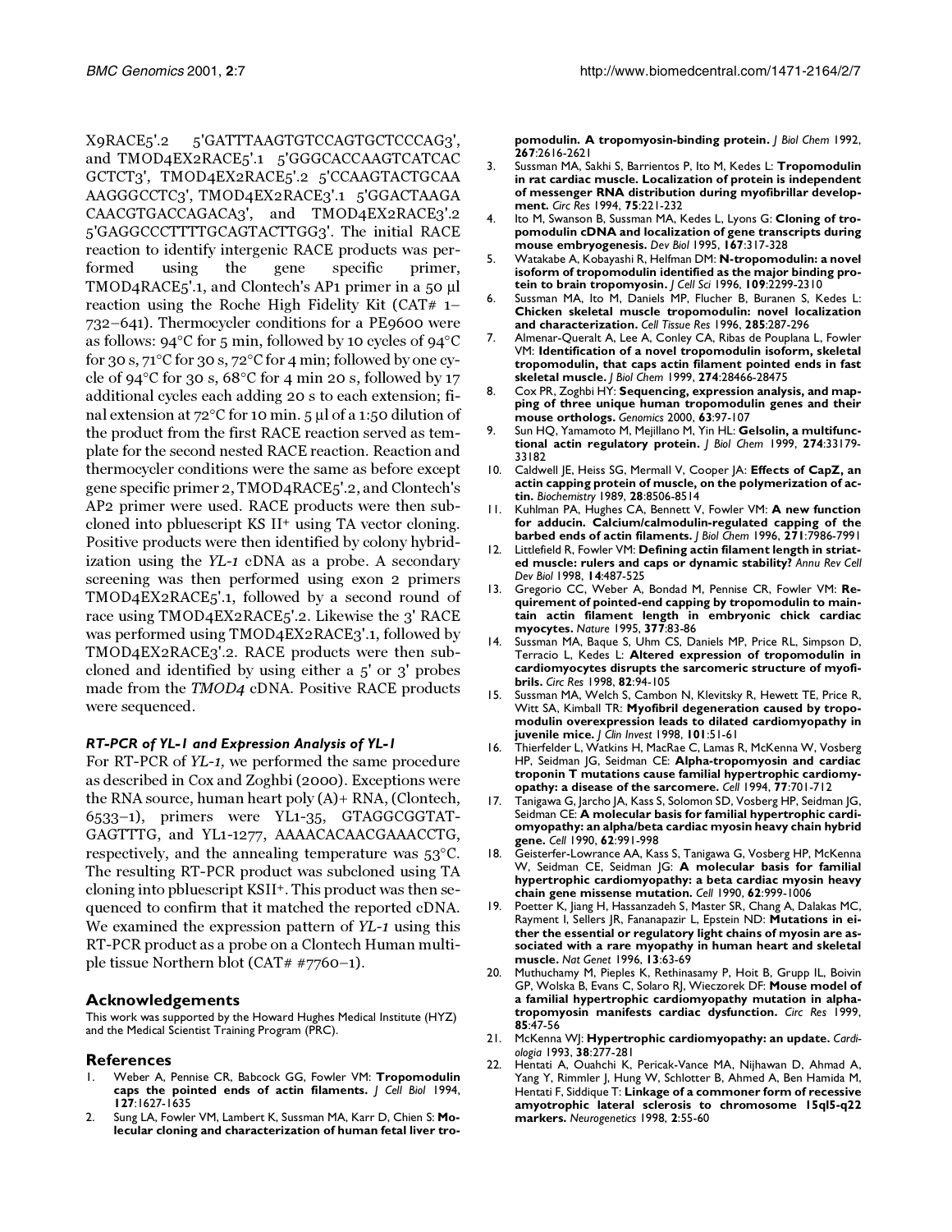X9RACE5'.2 5'GATTTAAGTGTCCAGTGCTCCCAG3', and TMOD4EX2RACE5'.1 5'GGGCACCAAGTCATCAC GCTCT3', TMOD4EX2RACE5'.2 5'CCAAGTACTGCAA AAGGGCCTC3', TMOD4EX2RACE3'.1 5'GGACTAAGA CAACGTGACCAGACA3', and TMOD4EX2RACE3'.2 5'GAGGCCCTTTTGCAGTACTTGG3'. The initial RACE reaction to identify intergenic RACE products was performed using the gene specific primer, TMOD4RACE5'.1, and Clontech's AP1 primer in a 50 μl reaction using the Roche High Fidelity Kit (CAT# 1–732–641). Thermocycler conditions for a PE9600 were as follows: 94°C for 5 min, followed by 10 cycles of 94°C for 30 s, 71°C for 30 s, 72°C for 4 min; followed by one cycle of 94°C for 30 s, 68°C for 4 min 20 s, followed by 17 additional cycles each adding 20 s to each extension; final extension at 72°C for 10 min. 5 μl of a 1:50 dilution of the product from the first RACE reaction served as template for the second nested RACE reaction. Reaction and thermocycler conditions were the same as before except gene specific primer 2, TMOD4RACE5'.2, and Clontech's AP2 primer were used. RACE products were then subcloned into pbluescript KS II+ using TA vector cloning. Positive products were then identified by colony hybridization using the *YL-1* cDNA as a probe. A secondary screening was then performed using exon 2 primers TMOD4EX2RACE5'.1, followed by a second round of race using TMOD4EX2RACE5'.2. Likewise the 3' RACE was performed using TMOD4EX2RACE3'.1, followed by TMOD4EX2RACE3'.2. RACE products were then subcloned and identified by using either a 5' or 3' probes made from the *TMOD4* cDNA. Positive RACE products were sequenced.

### *RT-PCR of YL-1 and Expression Analysis of YL-1*

For RT-PCR of *YL-1,* we performed the same procedure as described in Cox and Zoghbi (2000). Exceptions were the RNA source, human heart poly (A)+ RNA, (Clontech, 6533–1), primers were YL1-35, GTAGGCGGTATGAGTTTG, and YL1-1277, AAAACACAACGAAACCTG, respectively, and the annealing temperature was 53°C. The resulting RT-PCR product was subcloned using TA cloning into pbluescript KSII+. This product was then sequenced to confirm that it matched the reported cDNA. We examined the expression pattern of *YL-1* using this RT-PCR product as a probe on a Clontech Human multiple tissue Northern blot (CAT# #7760–1).

## Acknowledgements

This work was supported by the Howard Hughes Medical Institute (HYZ) and the Medical Scientist Training Program (PRC).

## References

1. Weber A, Pennise CR, Babcock GG, Fowler VM: **Tropomodulin caps the pointed ends of actin filaments.** *J Cell Biol* 1994, **127**:1627-1635
2. Sung LA, Fowler VM, Lambert K, Sussman MA, Karr D, Chien S: **Molecular cloning and characterization of human fetal liver tropomodulin. A tropomyosin-binding protein.** *J Biol Chem* 1992, **267**:2616-2621
3. Sussman MA, Sakhi S, Barrientos P, Ito M, Kedes L: **Tropomodulin in rat cardiac muscle. Localization of protein is independent of messenger RNA distribution during myofibrillar development.** *Circ Res* 1994, **75**:221-232
4. Ito M, Swanson B, Sussman MA, Kedes L, Lyons G: **Cloning of tropomodulin cDNA and localization of gene transcripts during mouse embryogenesis.** *Dev Biol* 1995, **167**:317-328
5. Watakabe A, Kobayashi R, Helfman DM: **N-tropomodulin: a novel isoform of tropomodulin identified as the major binding protein to brain tropomyosin.** *J Cell Sci* 1996, **109**:2299-2310
6. Sussman MA, Ito M, Daniels MP, Flucher B, Buranen S, Kedes L: **Chicken skeletal muscle tropomodulin: novel localization and characterization.** *Cell Tissue Res* 1996, **285**:287-296
7. Almenar-Queralt A, Lee A, Conley CA, Ribas de Pouplana L, Fowler VM: **Identification of a novel tropomodulin isoform, skeletal tropomodulin, that caps actin filament pointed ends in fast skeletal muscle.** *J Biol Chem* 1999, **274**:28466-28475
8. Cox PR, Zoghbi HY: **Sequencing, expression analysis, and mapping of three unique human tropomodulin genes and their mouse orthologs.** *Genomics* 2000, **63**:97-107
9. Sun HQ, Yamamoto M, Mejillano M, Yin HL: **Gelsolin, a multifunctional actin regulatory protein.** *J Biol Chem* 1999, **274**:33179-33182
10. Caldwell JE, Heiss SG, Mermall V, Cooper JA: **Effects of CapZ, an actin capping protein of muscle, on the polymerization of actin.** *Biochemistry* 1989, **28**:8506-8514
11. Kuhlman PA, Hughes CA, Bennett V, Fowler VM: **A new function for adducin. Calcium/calmodulin-regulated capping of the barbed ends of actin filaments.** *J Biol Chem* 1996, **271**:7986-7991
12. Littlefield R, Fowler VM: **Defining actin filament length in striated muscle: rulers and caps or dynamic stability?** *Annu Rev Cell Dev Biol* 1998, **14**:487-525
13. Gregorio CC, Weber A, Bondad M, Pennise CR, Fowler VM: **Requirement of pointed-end capping by tropomodulin to maintain actin filament length in embryonic chick cardiac myocytes.** *Nature* 1995, **377**:83-86
14. Sussman MA, Baque S, Uhm CS, Daniels MP, Price RL, Simpson D, Terracio L, Kedes L: **Altered expression of tropomodulin in cardiomyocytes disrupts the sarcomeric structure of myofibrils.** *Circ Res* 1998, **82**:94-105
15. Sussman MA, Welch S, Cambon N, Klevitsky R, Hewett TE, Price R, Witt SA, Kimball TR: **Myofibril degeneration caused by tropomodulin overexpression leads to dilated cardiomyopathy in juvenile mice.** *J Clin Invest* 1998, **101**:51-61
16. Thierfelder L, Watkins H, MacRae C, Lamas R, McKenna W, Vosberg HP, Seidman JG, Seidman CE: **Alpha-tropomyosin and cardiac troponin T mutations cause familial hypertrophic cardiomyopathy: a disease of the sarcomere.** *Cell* 1994, **77**:701-712
17. Tanigawa G, Jarcho JA, Kass S, Solomon SD, Vosberg HP, Seidman JG, Seidman CE: **A molecular basis for familial hypertrophic cardiomyopathy: an alpha/beta cardiac myosin heavy chain hybrid gene.** *Cell* 1990, **62**:991-998
18. Geisterfer-Lowrance AA, Kass S, Tanigawa G, Vosberg HP, McKenna W, Seidman CE, Seidman JG: **A molecular basis for familial hypertrophic cardiomyopathy: a beta cardiac myosin heavy chain gene missense mutation.** *Cell* 1990, **62**:999-1006
19. Poetter K, Jiang H, Hassanzadeh S, Master SR, Chang A, Dalakas MC, Rayment I, Sellers JR, Fananapazir L, Epstein ND: **Mutations in either the essential or regulatory light chains of myosin are associated with a rare myopathy in human heart and skeletal muscle.** *Nat Genet* 1996, **13**:63-69
20. Muthuchamy M, Pieples K, Rethinasamy P, Hoit B, Grupp IL, Boivin GP, Wolska B, Evans C, Solaro RJ, Wieczorek DF: **Mouse model of a familial hypertrophic cardiomyopathy mutation in alpha-tropomyosin manifests cardiac dysfunction.** *Circ Res* 1999, **85**:47-56
21. McKenna WJ: **Hypertrophic cardiomyopathy: an update.** *Cardiologia* 1993, **38**:277-281
22. Hentati A, Ouahchi K, Pericak-Vance MA, Nijhawan D, Ahmad A, Yang Y, Rimmler J, Hung W, Schlotter B, Ahmed A, Ben Hamida M, Hentati F, Siddique T: **Linkage of a commoner form of recessive amyotrophic lateral sclerosis to chromosome 15ql5-q22 markers.** *Neurogenetics* 1998, **2**:55-60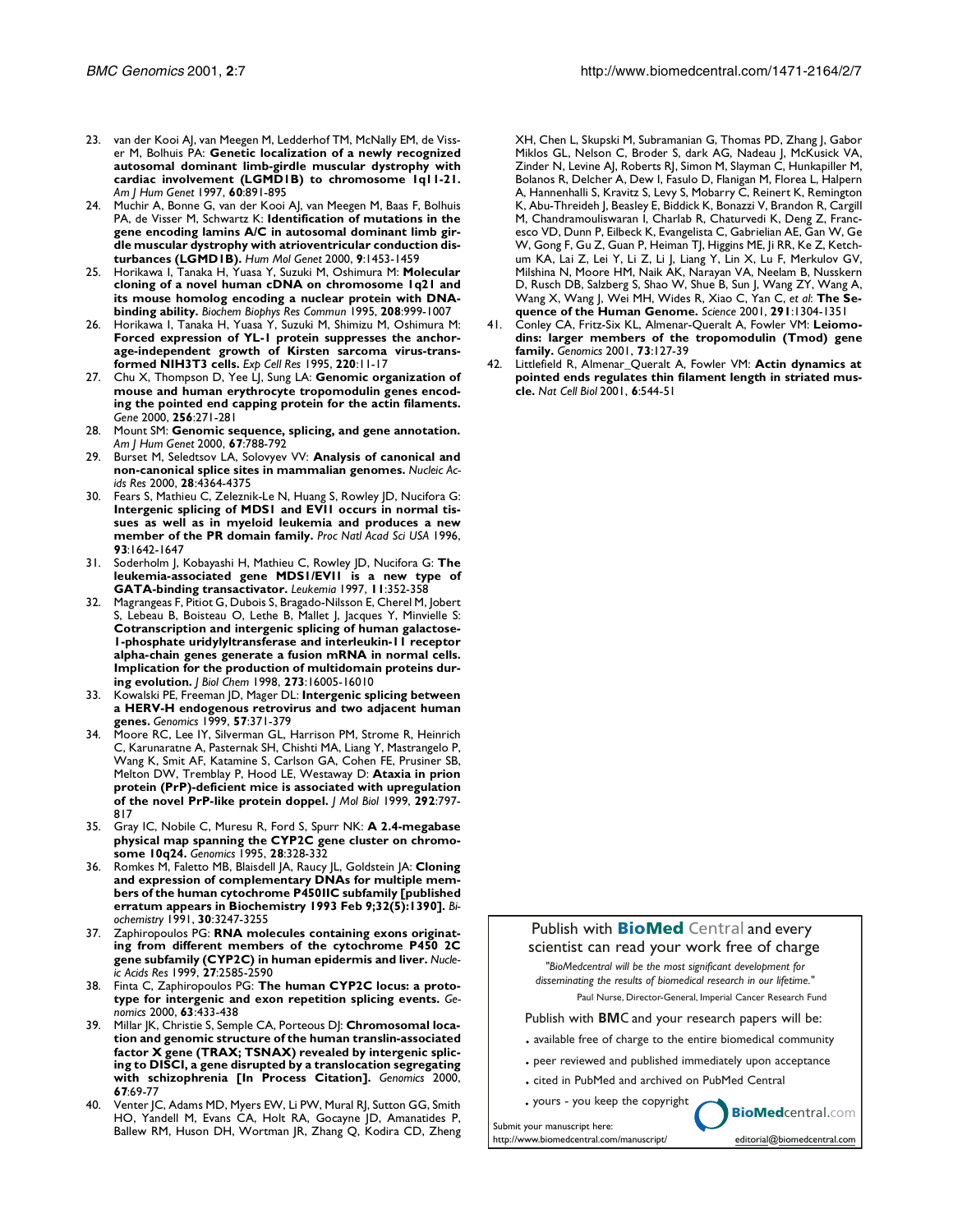23. van der Kooi AJ, van Meegen M, Ledderhof TM, McNally EM, de Visser M, Bolhuis PA: **Genetic localization of a newly recognized autosomal dominant limb-girdle muscular dystrophy with cardiac involvement (LGMD1B) to chromosome 1q11-21.** *Am J Hum Genet* 1997, **60**:891-895
24. Muchir A, Bonne G, van der Kooi AJ, van Meegen M, Baas F, Bolhuis PA, de Visser M, Schwartz K: **Identification of mutations in the gene encoding lamins A/C in autosomal dominant limb girdle muscular dystrophy with atrioventricular conduction disturbances (LGMD1B).** *Hum Mol Genet* 2000, **9**:1453-1459
25. Horikawa I, Tanaka H, Yuasa Y, Suzuki M, Oshimura M: **Molecular cloning of a novel human cDNA on chromosome 1q21 and its mouse homolog encoding a nuclear protein with DNA-binding ability.** *Biochem Biophys Res Commun* 1995, **208**:999-1007
26. Horikawa I, Tanaka H, Yuasa Y, Suzuki M, Shimizu M, Oshimura M: **Forced expression of YL-1 protein suppresses the anchorage-independent growth of Kirsten sarcoma virus-transformed NIH3T3 cells.** *Exp Cell Res* 1995, **220**:11-17
27. Chu X, Thompson D, Yee LJ, Sung LA: **Genomic organization of mouse and human erythrocyte tropomodulin genes encoding the pointed end capping protein for the actin filaments.** *Gene* 2000, **256**:271-281
28. Mount SM: **Genomic sequence, splicing, and gene annotation.** *Am J Hum Genet* 2000, **67**:788-792
29. Burset M, Seledtsov LA, Solovyev VV: **Analysis of canonical and non-canonical splice sites in mammalian genomes.** *Nucleic Acids Res* 2000, **28**:4364-4375
30. Fears S, Mathieu C, Zeleznik-Le N, Huang S, Rowley JD, Nucifora G: **Intergenic splicing of MDS1 and EVI1 occurs in normal tissues as well as in myeloid leukemia and produces a new member of the PR domain family.** *Proc Natl Acad Sci USA* 1996, **93**:1642-1647
31. Soderholm J, Kobayashi H, Mathieu C, Rowley JD, Nucifora G: **The leukemia-associated gene MDS1/EVI1 is a new type of GATA-binding transactivator.** *Leukemia* 1997, **11**:352-358
32. Magrangeas F, Pitiot G, Dubois S, Bragado-Nilsson E, Cherel M, Jobert S, Lebeau B, Boisteau O, Lethe B, Mallet J, Jacques Y, Minvielle S: **Cotranscription and intergenic splicing of human galactose-1-phosphate uridylyltransferase and interleukin-11 receptor alpha-chain genes generate a fusion mRNA in normal cells. Implication for the production of multidomain proteins during evolution.** *J Biol Chem* 1998, **273**:16005-16010
33. Kowalski PE, Freeman JD, Mager DL: **Intergenic splicing between a HERV-H endogenous retrovirus and two adjacent human genes.** *Genomics* 1999, **57**:371-379
34. Moore RC, Lee IY, Silverman GL, Harrison PM, Strome R, Heinrich C, Karunaratne A, Pasternak SH, Chishti MA, Liang Y, Mastrangelo P, Wang K, Smit AF, Katamine S, Carlson GA, Cohen FE, Prusiner SB, Melton DW, Tremblay P, Hood LE, Westaway D: **Ataxia in prion protein (PrP)-deficient mice is associated with upregulation of the novel PrP-like protein doppel.** *J Mol Biol* 1999, **292**:797-817
35. Gray IC, Nobile C, Muresu R, Ford S, Spurr NK: **A 2.4-megabase physical map spanning the CYP2C gene cluster on chromosome 10q24.** *Genomics* 1995, **28**:328-332
36. Romkes M, Faletto MB, Blaisdell JA, Raucy JL, Goldstein JA: **Cloning and expression of complementary DNAs for multiple members of the human cytochrome P450IIC subfamily [published erratum appears in Biochemistry 1993 Feb 9;32(5):1390].** *Biochemistry* 1991, **30**:3247-3255
37. Zaphiropoulos PG: **RNA molecules containing exons originating from different members of the cytochrome P450 2C gene subfamily (CYP2C) in human epidermis and liver.** *Nucleic Acids Res* 1999, **27**:2585-2590
38. Finta C, Zaphiropoulos PG: **The human CYP2C locus: a prototype for intergenic and exon repetition splicing events.** *Genomics* 2000, **63**:433-438
39. Millar JK, Christie S, Semple CA, Porteous DJ: **Chromosomal location and genomic structure of the human translin-associated factor X gene (TRAX; TSNAX) revealed by intergenic splicing to DISC1, a gene disrupted by a translocation segregating with schizophrenia [In Process Citation].** *Genomics* 2000, **67**:69-77
40. Venter JC, Adams MD, Myers EW, Li PW, Mural RJ, Sutton GG, Smith HO, Yandell M, Evans CA, Holt RA, Gocayne JD, Amanatides P, Ballew RM, Huson DH, Wortman JR, Zhang Q, Kodira CD, Zheng XH, Chen L, Skupski M, Subramanian G, Thomas PD, Zhang J, Gabor Miklos GL, Nelson C, Broder S, dark AG, Nadeau J, McKusick VA, Zinder N, Levine AJ, Roberts RJ, Simon M, Slayman C, Hunkapiller M, Bolanos R, Delcher A, Dew I, Fasulo D, Flanigan M, Florea L, Halpern A, Hannenhalli S, Kravitz S, Levy S, Mobarry C, Reinert K, Remington K, Abu-Threideh J, Beasley E, Biddick K, Bonazzi V, Brandon R, Cargill M, Chandramouliswaran I, Charlab R, Chaturvedi K, Deng Z, Francesco VD, Dunn P, Eilbeck K, Evangelista C, Gabrielian AE, Gan W, Ge W, Gong F, Gu Z, Guan P, Heiman TJ, Higgins ME, Ji RR, Ke Z, Ketchum KA, Lai Z, Lei Y, Li Z, Li J, Liang Y, Lin X, Lu F, Merkulov GV, Milshina N, Moore HM, Naik AK, Narayan VA, Neelam B, Nusskern D, Rusch DB, Salzberg S, Shao W, Shue B, Sun J, Wang ZY, Wang A, Wang X, Wang J, Wei MH, Wides R, Xiao C, Yan C, *et al*: **The Sequence of the Human Genome.** *Science* 2001, **291**:1304-1351
41. Conley CA, Fritz-Six KL, Almenar-Queralt A, Fowler VM: **Leiomodins: larger members of the tropomodulin (Tmod) gene family.** *Genomics* 2001, **73**:127-39
42. Littlefield R, Almenar_Queralt A, Fowler VM: **Actin dynamics at pointed ends regulates thin filament length in striated muscle.** *Nat Cell Biol* 2001, **6**:544-51

Publish with **BioMed Central** and every scientist can read your work free of charge

*"BioMedcentral will be the most significant development for disseminating the results of biomedical research in our lifetime."*

Paul Nurse, Director-General, Imperial Cancer Research Fund

Publish with **BMC** and your research papers will be:

- available free of charge to the entire biomedical community
- peer reviewed and published immediately upon acceptance
- cited in PubMed and archived on PubMed Central
- yours - you keep the copyright

**BioMed**central.com

Submit your manuscript here:
http://www.biomedcentral.com/manuscript/

editorial@biomedcentral.com